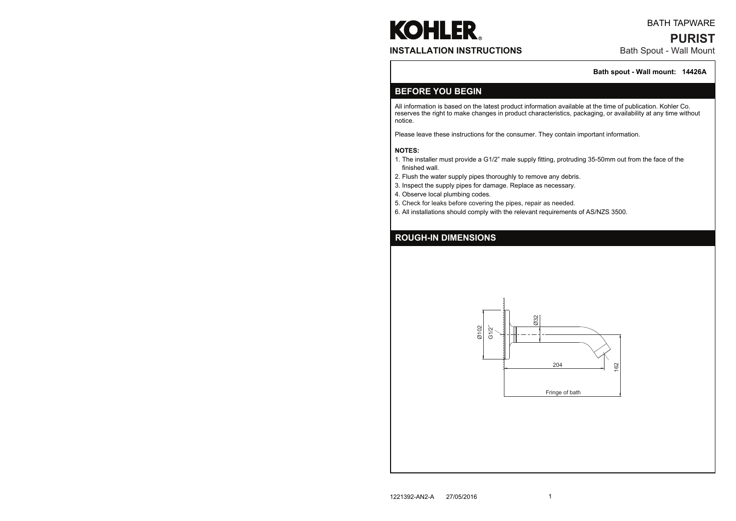# KOHLER

## INSTALLATION INSTRUCTIONS

BATH TAPWARE

**PURIST**

Bath Spout - Wall Mount

**Bath spout - Wall mount: 14426A**

## BEFORE YOU BEGIN

All information is based on the latest product information available at the time of publication. Kohler Co. reserves the right to make changes in product characteristics, packaging, or availability at any time without notice.

Please leave these instructions for the consumer. They contain important information.

**NOTES:**

1. The installer must provide a G1/2" male supply fitting, protruding 35-50mm out from the face of the finished wall.
2. Flush the water supply pipes thoroughly to remove any debris.
3. Inspect the supply pipes for damage. Replace as necessary.
4. Observe local plumbing codes.
5. Check for leaks before covering the pipes, repair as needed.
6. All installations should comply with the relevant requirements of AS/NZS 3500.

## ROUGH-IN DIMENSIONS

Ø102 G1/2" Ø32 204 162

Fringe of bath

1221392-AN2-A 27/05/2016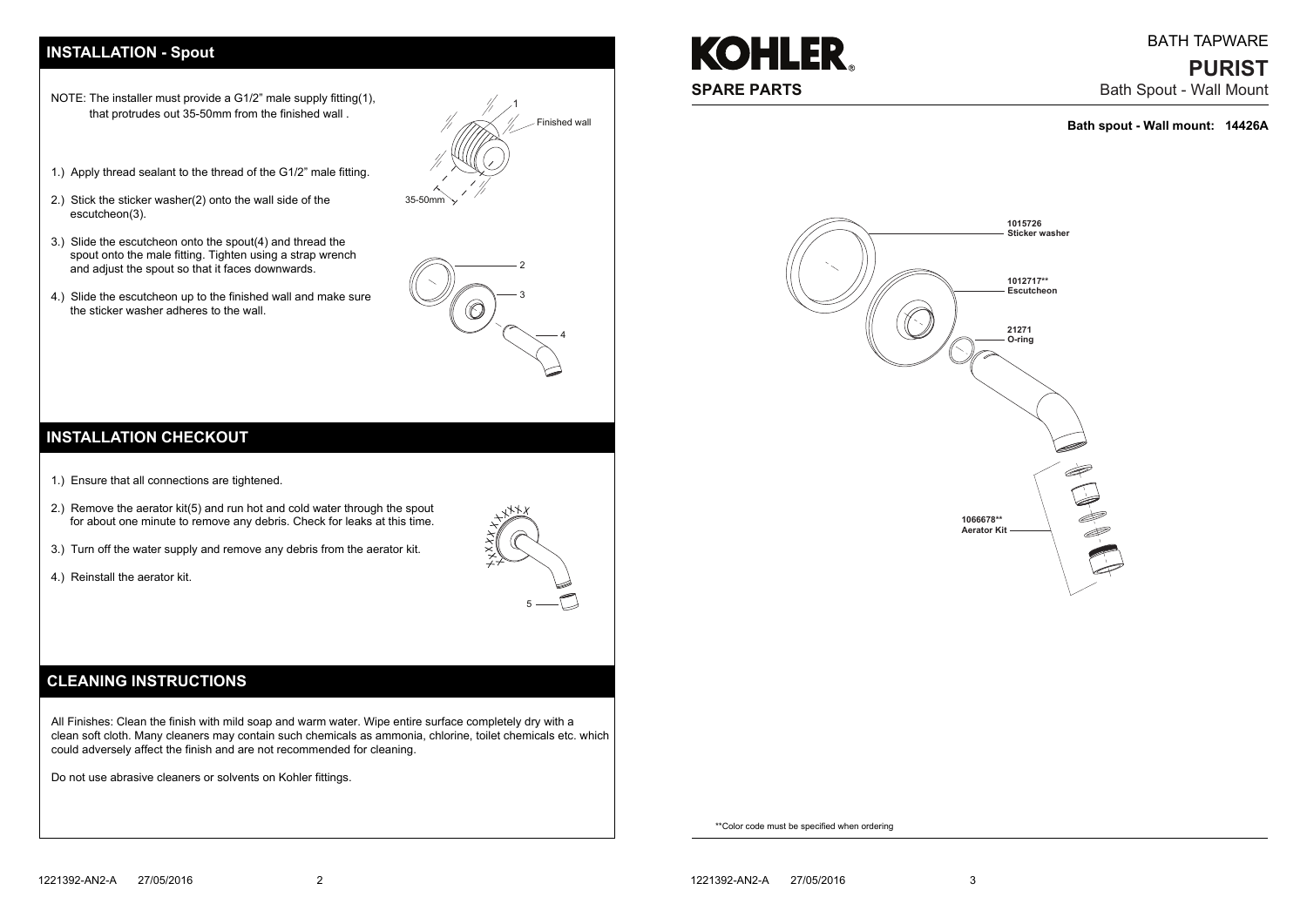## INSTALLATION - Spout

NOTE: The installer must provide a G1/2" male supply fitting(1), that protrudes out 35-50mm from the finished wall .

1.) Apply thread sealant to the thread of the G1/2" male fitting.

2.) Stick the sticker washer(2) onto the wall side of the escutcheon(3).

3.) Slide the escutcheon onto the spout(4) and thread the spout onto the male fitting. Tighten using a strap wrench and adjust the spout so that it faces downwards.

4.) Slide the escutcheon up to the finished wall and make sure the sticker washer adheres to the wall.

1
Finished wall
35-50mm
2
3
4

## INSTALLATION CHECKOUT

1.) Ensure that all connections are tightened.

2.) Remove the aerator kit(5) and run hot and cold water through the spout for about one minute to remove any debris. Check for leaks at this time.

3.) Turn off the water supply and remove any debris from the aerator kit.

4.) Reinstall the aerator kit.

5

## CLEANING INSTRUCTIONS

All Finishes: Clean the finish with mild soap and warm water. Wipe entire surface completely dry with a clean soft cloth. Many cleaners may contain such chemicals as ammonia, chlorine, toilet chemicals etc. which could adversely affect the finish and are not recommended for cleaning.

Do not use abrasive cleaners or solvents on Kohler fittings.

# KOHLER

## SPARE PARTS

BATH TAPWARE

## PURIST

Bath Spout - Wall Mount

**Bath spout - Wall mount: 14426A**

**1015726**
**Sticker washer**

**1012717****
**Escutcheon**

**21271**
**O-ring**

**1066678****
**Aerator Kit**

**Color code must be specified when ordering

1221392-AN2-A 27/05/2016